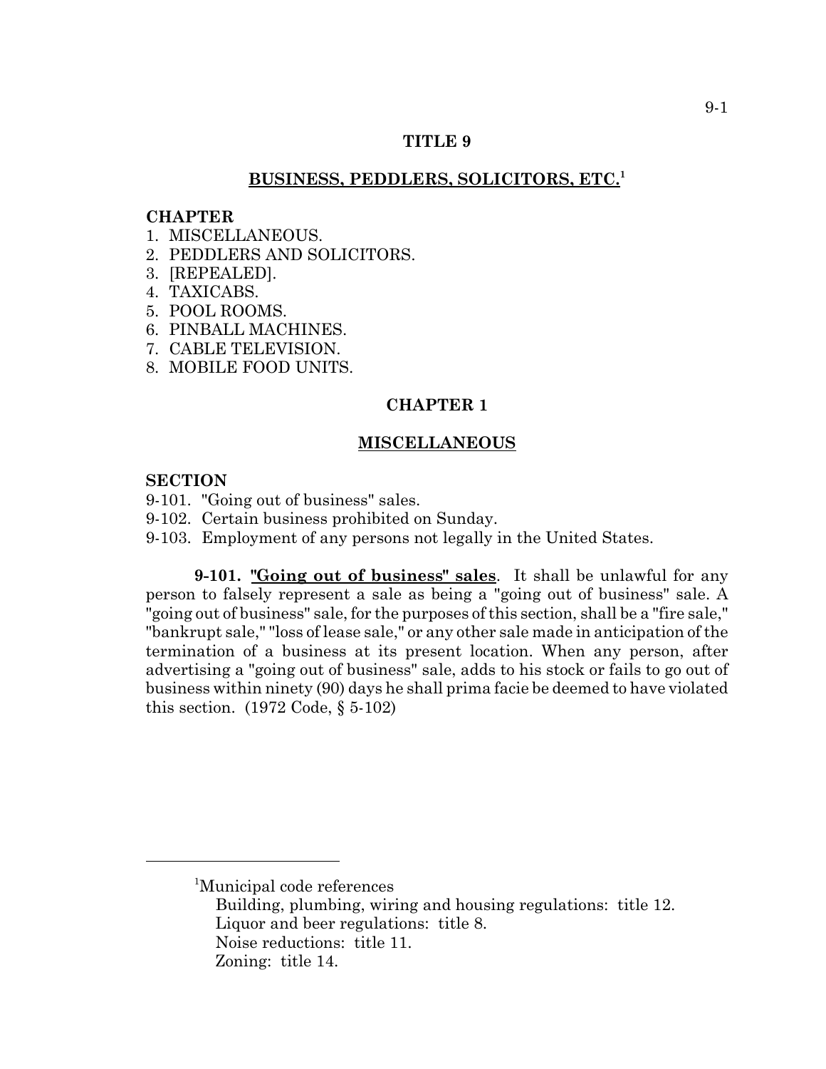# TITLE 9

## BUSINESS, PEDDLERS, SOLICITORS, ETC.[1]

**CHAPTER**

1. MISCELLANEOUS.
2. PEDDLERS AND SOLICITORS.
3. [REPEALED].
4. TAXICABS.
5. POOL ROOMS.
6. PINBALL MACHINES.
7. CABLE TELEVISION.
8. MOBILE FOOD UNITS.

## CHAPTER 1

## MISCELLANEOUS

**SECTION**

9-101. "Going out of business" sales.
9-102. Certain business prohibited on Sunday.
9-103. Employment of any persons not legally in the United States.

**9-101. "Going out of business" sales**. It shall be unlawful for any person to falsely represent a sale as being a "going out of business" sale. A "going out of business" sale, for the purposes of this section, shall be a "fire sale," "bankrupt sale," "loss of lease sale," or any other sale made in anticipation of the termination of a business at its present location. When any person, after advertising a "going out of business" sale, adds to his stock or fails to go out of business within ninety (90) days he shall prima facie be deemed to have violated this section. (1972 Code, § 5-102)

---

[1]Municipal code references
Building, plumbing, wiring and housing regulations: title 12.
Liquor and beer regulations: title 8.
Noise reductions: title 11.
Zoning: title 14.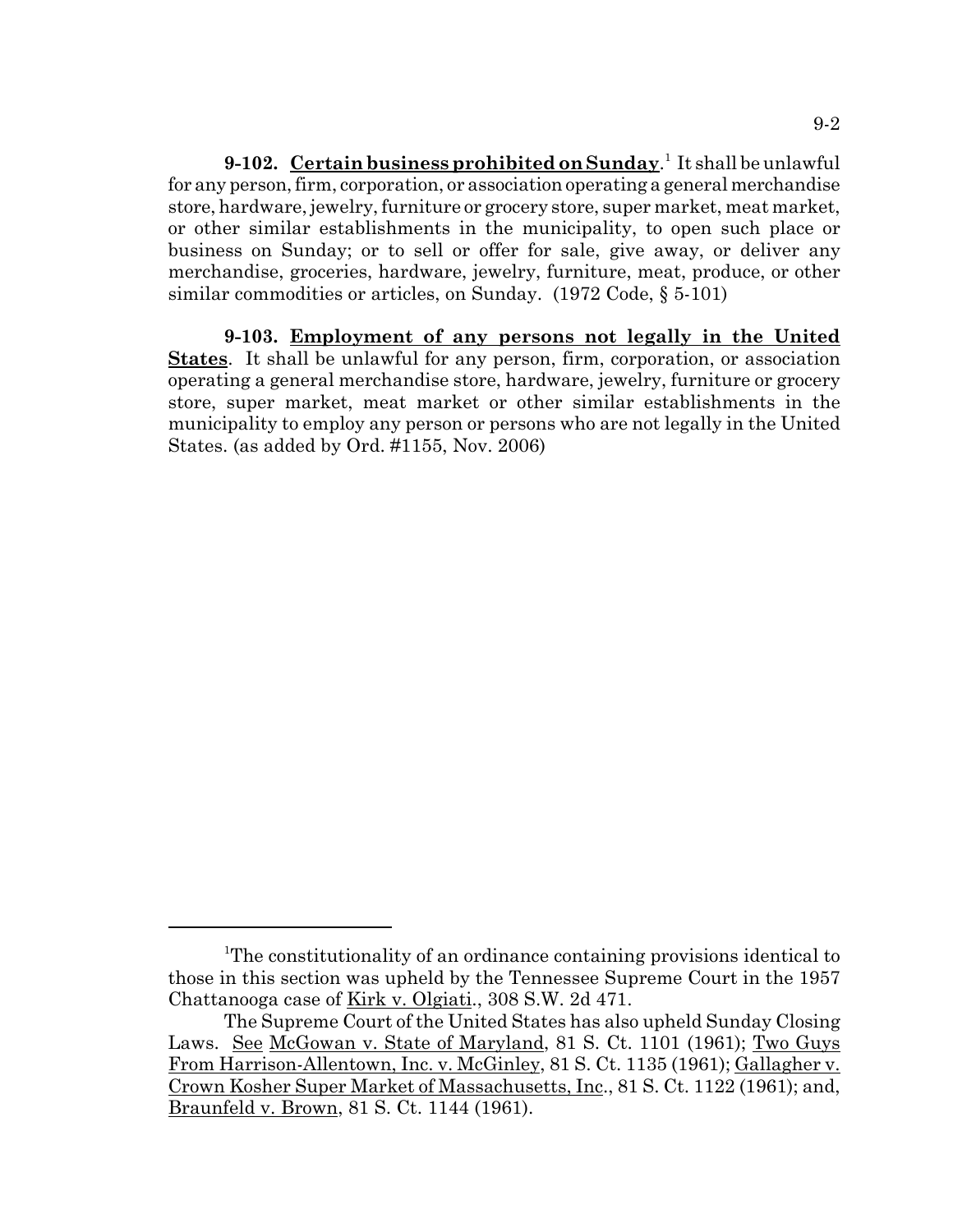**9-102. Certain business prohibited on Sunday**.[1] It shall be unlawful for any person, firm, corporation, or association operating a general merchandise store, hardware, jewelry, furniture or grocery store, super market, meat market, or other similar establishments in the municipality, to open such place or business on Sunday; or to sell or offer for sale, give away, or deliver any merchandise, groceries, hardware, jewelry, furniture, meat, produce, or other similar commodities or articles, on Sunday. (1972 Code, § 5-101)

**9-103. Employment of any persons not legally in the United States**. It shall be unlawful for any person, firm, corporation, or association operating a general merchandise store, hardware, jewelry, furniture or grocery store, super market, meat market or other similar establishments in the municipality to employ any person or persons who are not legally in the United States. (as added by Ord. #1155, Nov. 2006)

---

[1]The constitutionality of an ordinance containing provisions identical to those in this section was upheld by the Tennessee Supreme Court in the 1957 Chattanooga case of Kirk v. Olgiati., 308 S.W. 2d 471.

The Supreme Court of the United States has also upheld Sunday Closing Laws. See McGowan v. State of Maryland, 81 S. Ct. 1101 (1961); Two Guys From Harrison-Allentown, Inc. v. McGinley, 81 S. Ct. 1135 (1961); Gallagher v. Crown Kosher Super Market of Massachusetts, Inc., 81 S. Ct. 1122 (1961); and, Braunfeld v. Brown, 81 S. Ct. 1144 (1961).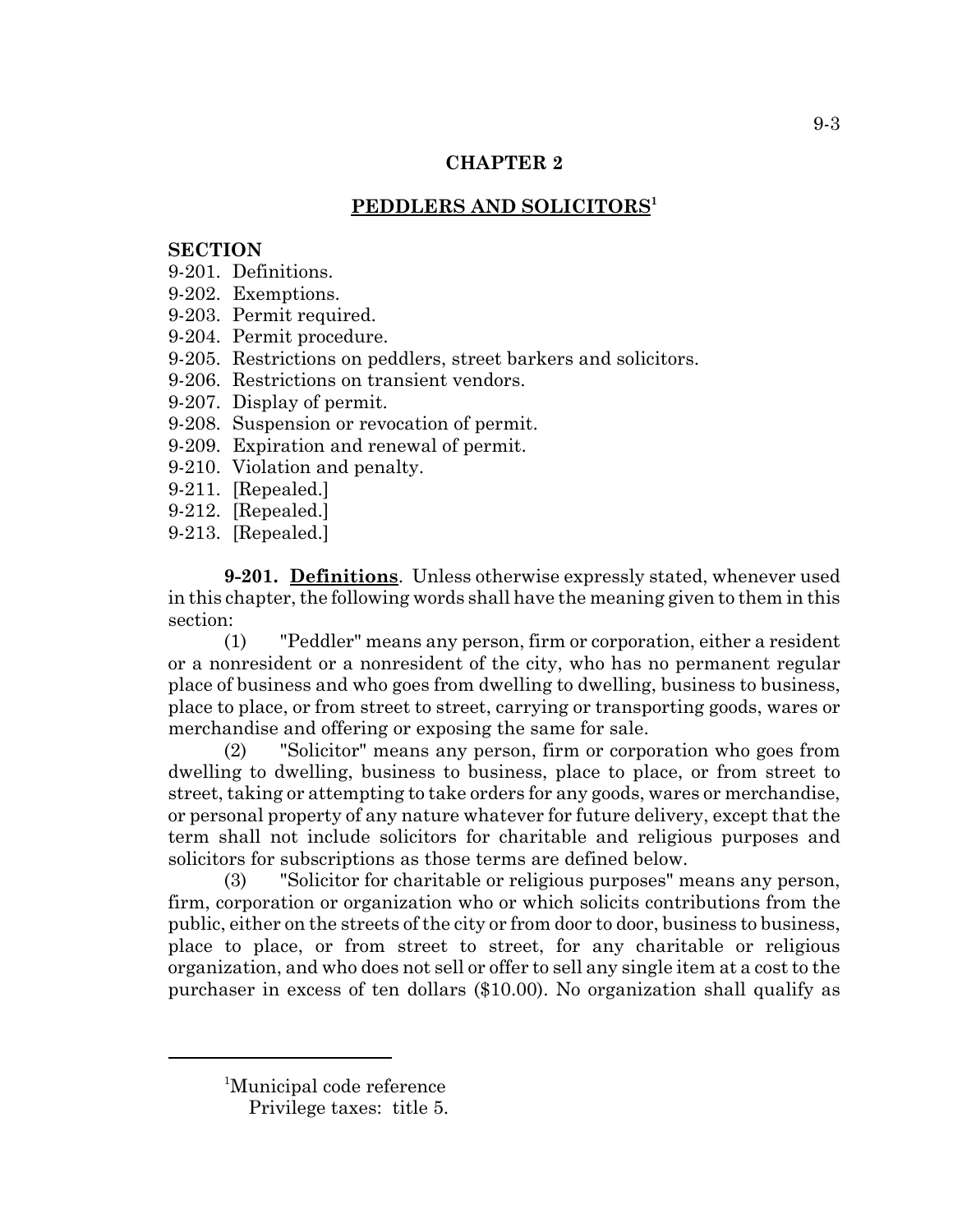## CHAPTER 2

## PEDDLERS AND SOLICITORS[1]

**SECTION**

9-201. Definitions.
9-202. Exemptions.
9-203. Permit required.
9-204. Permit procedure.
9-205. Restrictions on peddlers, street barkers and solicitors.
9-206. Restrictions on transient vendors.
9-207. Display of permit.
9-208. Suspension or revocation of permit.
9-209. Expiration and renewal of permit.
9-210. Violation and penalty.
9-211. [Repealed.]
9-212. [Repealed.]
9-213. [Repealed.]

**9-201. Definitions**. Unless otherwise expressly stated, whenever used in this chapter, the following words shall have the meaning given to them in this section:

(1) "Peddler" means any person, firm or corporation, either a resident or a nonresident or a nonresident of the city, who has no permanent regular place of business and who goes from dwelling to dwelling, business to business, place to place, or from street to street, carrying or transporting goods, wares or merchandise and offering or exposing the same for sale.

(2) "Solicitor" means any person, firm or corporation who goes from dwelling to dwelling, business to business, place to place, or from street to street, taking or attempting to take orders for any goods, wares or merchandise, or personal property of any nature whatever for future delivery, except that the term shall not include solicitors for charitable and religious purposes and solicitors for subscriptions as those terms are defined below.

(3) "Solicitor for charitable or religious purposes" means any person, firm, corporation or organization who or which solicits contributions from the public, either on the streets of the city or from door to door, business to business, place to place, or from street to street, for any charitable or religious organization, and who does not sell or offer to sell any single item at a cost to the purchaser in excess of ten dollars ($10.00). No organization shall qualify as

---

[1]Municipal code reference
Privilege taxes: title 5.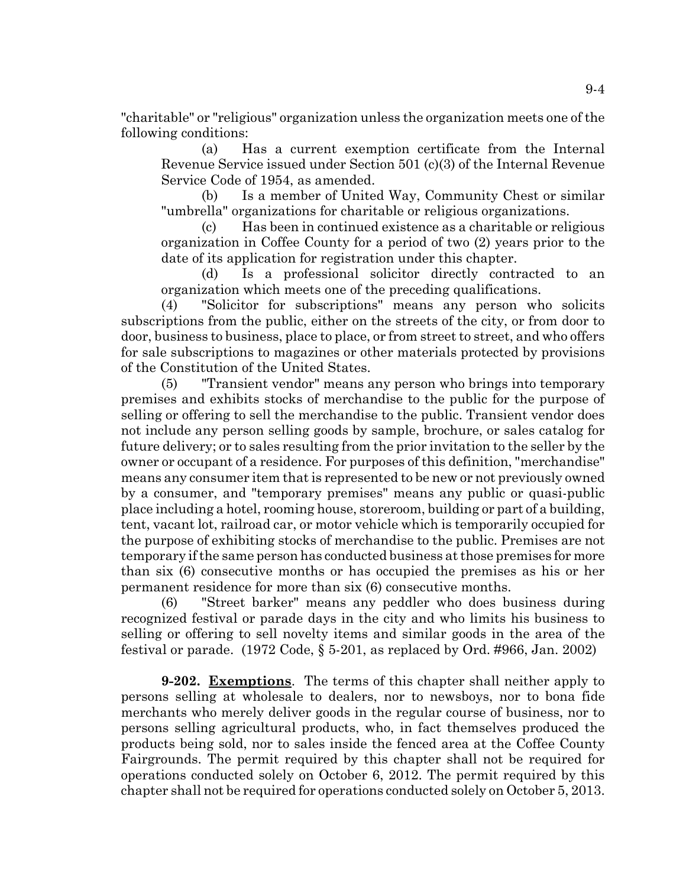"charitable" or "religious" organization unless the organization meets one of the following conditions:

(a) Has a current exemption certificate from the Internal Revenue Service issued under Section 501 (c)(3) of the Internal Revenue Service Code of 1954, as amended.

(b) Is a member of United Way, Community Chest or similar "umbrella" organizations for charitable or religious organizations.

(c) Has been in continued existence as a charitable or religious organization in Coffee County for a period of two (2) years prior to the date of its application for registration under this chapter.

(d) Is a professional solicitor directly contracted to an organization which meets one of the preceding qualifications.

(4) "Solicitor for subscriptions" means any person who solicits subscriptions from the public, either on the streets of the city, or from door to door, business to business, place to place, or from street to street, and who offers for sale subscriptions to magazines or other materials protected by provisions of the Constitution of the United States.

(5) "Transient vendor" means any person who brings into temporary premises and exhibits stocks of merchandise to the public for the purpose of selling or offering to sell the merchandise to the public. Transient vendor does not include any person selling goods by sample, brochure, or sales catalog for future delivery; or to sales resulting from the prior invitation to the seller by the owner or occupant of a residence. For purposes of this definition, "merchandise" means any consumer item that is represented to be new or not previously owned by a consumer, and "temporary premises" means any public or quasi-public place including a hotel, rooming house, storeroom, building or part of a building, tent, vacant lot, railroad car, or motor vehicle which is temporarily occupied for the purpose of exhibiting stocks of merchandise to the public. Premises are not temporary if the same person has conducted business at those premises for more than six (6) consecutive months or has occupied the premises as his or her permanent residence for more than six (6) consecutive months.

(6) "Street barker" means any peddler who does business during recognized festival or parade days in the city and who limits his business to selling or offering to sell novelty items and similar goods in the area of the festival or parade. (1972 Code, § 5-201, as replaced by Ord. #966, Jan. 2002)

**9-202. Exemptions**. The terms of this chapter shall neither apply to persons selling at wholesale to dealers, nor to newsboys, nor to bona fide merchants who merely deliver goods in the regular course of business, nor to persons selling agricultural products, who, in fact themselves produced the products being sold, nor to sales inside the fenced area at the Coffee County Fairgrounds. The permit required by this chapter shall not be required for operations conducted solely on October 6, 2012. The permit required by this chapter shall not be required for operations conducted solely on October 5, 2013.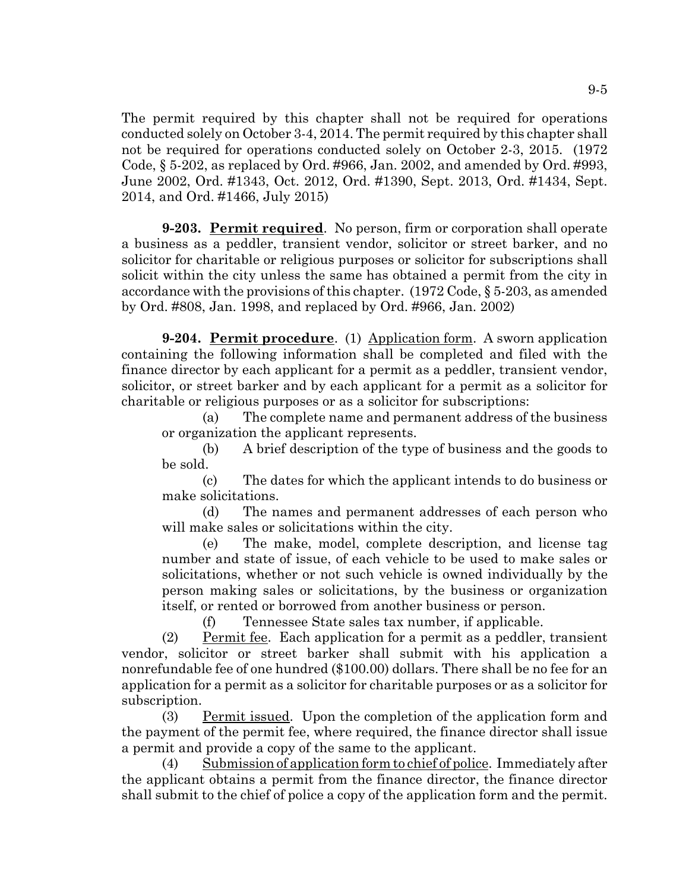The permit required by this chapter shall not be required for operations conducted solely on October 3-4, 2014. The permit required by this chapter shall not be required for operations conducted solely on October 2-3, 2015. (1972 Code, § 5-202, as replaced by Ord. #966, Jan. 2002, and amended by Ord. #993, June 2002, Ord. #1343, Oct. 2012, Ord. #1390, Sept. 2013, Ord. #1434, Sept. 2014, and Ord. #1466, July 2015)

**9-203. Permit required**. No person, firm or corporation shall operate a business as a peddler, transient vendor, solicitor or street barker, and no solicitor for charitable or religious purposes or solicitor for subscriptions shall solicit within the city unless the same has obtained a permit from the city in accordance with the provisions of this chapter. (1972 Code, § 5-203, as amended by Ord. #808, Jan. 1998, and replaced by Ord. #966, Jan. 2002)

**9-204. Permit procedure**. (1) Application form. A sworn application containing the following information shall be completed and filed with the finance director by each applicant for a permit as a peddler, transient vendor, solicitor, or street barker and by each applicant for a permit as a solicitor for charitable or religious purposes or as a solicitor for subscriptions:

(a) The complete name and permanent address of the business or organization the applicant represents.

(b) A brief description of the type of business and the goods to be sold.

(c) The dates for which the applicant intends to do business or make solicitations.

(d) The names and permanent addresses of each person who will make sales or solicitations within the city.

(e) The make, model, complete description, and license tag number and state of issue, of each vehicle to be used to make sales or solicitations, whether or not such vehicle is owned individually by the person making sales or solicitations, by the business or organization itself, or rented or borrowed from another business or person.

(f) Tennessee State sales tax number, if applicable.

(2) Permit fee. Each application for a permit as a peddler, transient vendor, solicitor or street barker shall submit with his application a nonrefundable fee of one hundred ($100.00) dollars. There shall be no fee for an application for a permit as a solicitor for charitable purposes or as a solicitor for subscription.

(3) Permit issued. Upon the completion of the application form and the payment of the permit fee, where required, the finance director shall issue a permit and provide a copy of the same to the applicant.

(4) Submission of application form to chief of police. Immediately after the applicant obtains a permit from the finance director, the finance director shall submit to the chief of police a copy of the application form and the permit.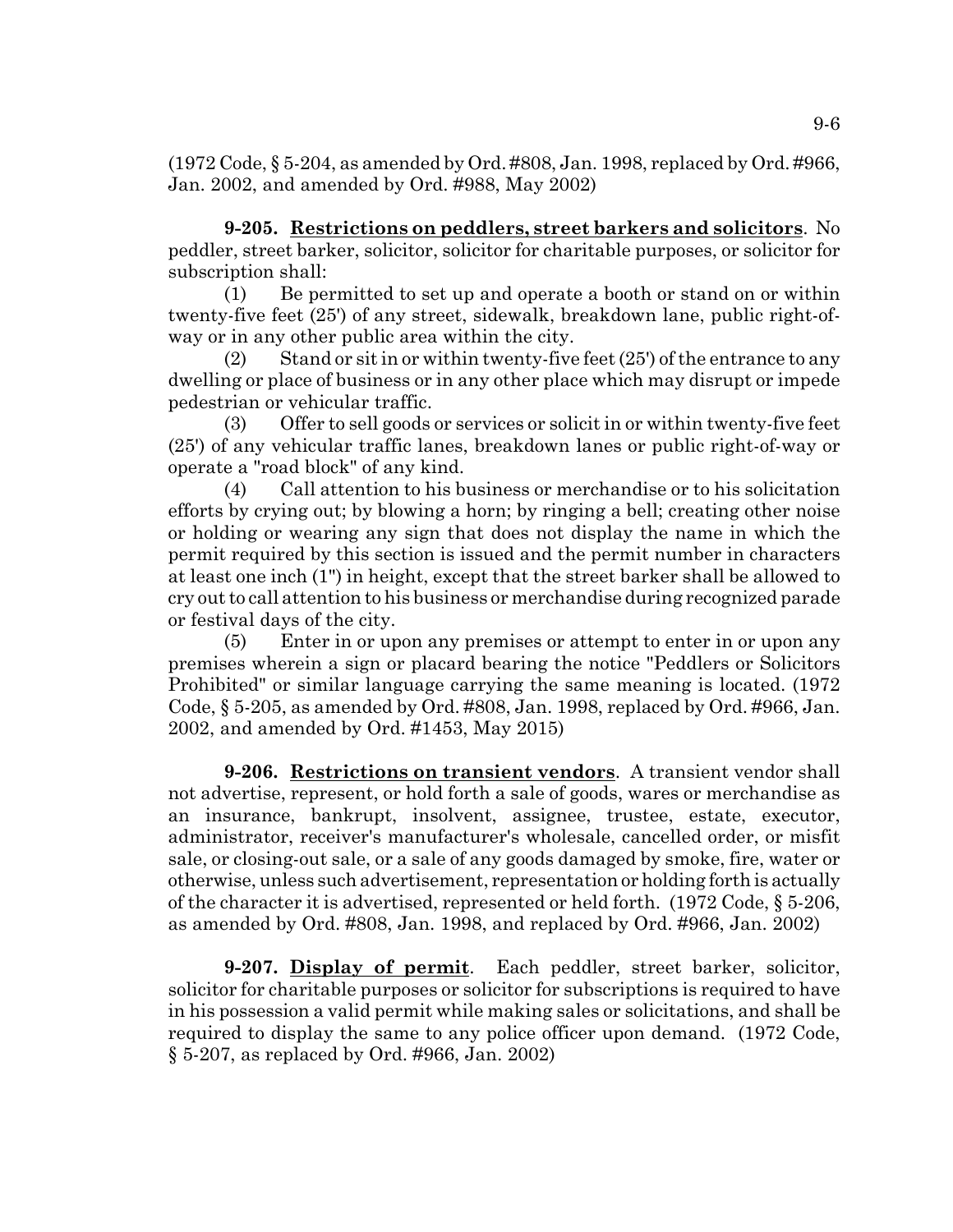(1972 Code, § 5-204, as amended by Ord. #808, Jan. 1998, replaced by Ord. #966, Jan. 2002, and amended by Ord. #988, May 2002)

**9-205. Restrictions on peddlers, street barkers and solicitors**. No peddler, street barker, solicitor, solicitor for charitable purposes, or solicitor for subscription shall:

(1) Be permitted to set up and operate a booth or stand on or within twenty-five feet (25') of any street, sidewalk, breakdown lane, public right-of-way or in any other public area within the city.

(2) Stand or sit in or within twenty-five feet (25') of the entrance to any dwelling or place of business or in any other place which may disrupt or impede pedestrian or vehicular traffic.

(3) Offer to sell goods or services or solicit in or within twenty-five feet (25') of any vehicular traffic lanes, breakdown lanes or public right-of-way or operate a "road block" of any kind.

(4) Call attention to his business or merchandise or to his solicitation efforts by crying out; by blowing a horn; by ringing a bell; creating other noise or holding or wearing any sign that does not display the name in which the permit required by this section is issued and the permit number in characters at least one inch (1") in height, except that the street barker shall be allowed to cry out to call attention to his business or merchandise during recognized parade or festival days of the city.

(5) Enter in or upon any premises or attempt to enter in or upon any premises wherein a sign or placard bearing the notice "Peddlers or Solicitors Prohibited" or similar language carrying the same meaning is located. (1972 Code, § 5-205, as amended by Ord. #808, Jan. 1998, replaced by Ord. #966, Jan. 2002, and amended by Ord. #1453, May 2015)

**9-206. Restrictions on transient vendors**. A transient vendor shall not advertise, represent, or hold forth a sale of goods, wares or merchandise as an insurance, bankrupt, insolvent, assignee, trustee, estate, executor, administrator, receiver's manufacturer's wholesale, cancelled order, or misfit sale, or closing-out sale, or a sale of any goods damaged by smoke, fire, water or otherwise, unless such advertisement, representation or holding forth is actually of the character it is advertised, represented or held forth. (1972 Code, § 5-206, as amended by Ord. #808, Jan. 1998, and replaced by Ord. #966, Jan. 2002)

**9-207. Display of permit**. Each peddler, street barker, solicitor, solicitor for charitable purposes or solicitor for subscriptions is required to have in his possession a valid permit while making sales or solicitations, and shall be required to display the same to any police officer upon demand. (1972 Code, § 5-207, as replaced by Ord. #966, Jan. 2002)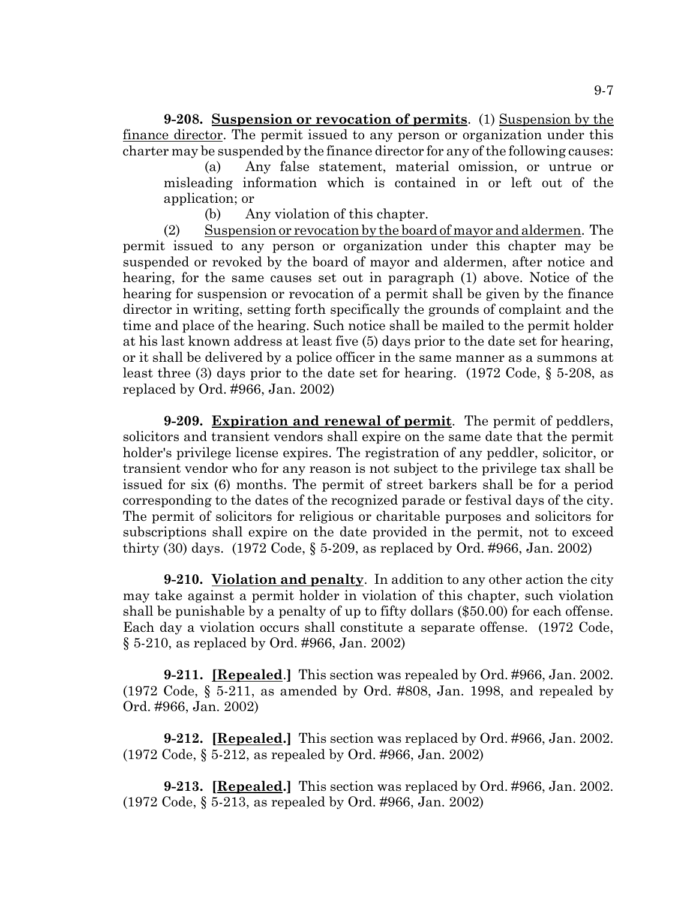**9-208. Suspension or revocation of permits**. (1) Suspension by the finance director. The permit issued to any person or organization under this charter may be suspended by the finance director for any of the following causes:

(a) Any false statement, material omission, or untrue or misleading information which is contained in or left out of the application; or

(b) Any violation of this chapter.

(2) Suspension or revocation by the board of mayor and aldermen. The permit issued to any person or organization under this chapter may be suspended or revoked by the board of mayor and aldermen, after notice and hearing, for the same causes set out in paragraph (1) above. Notice of the hearing for suspension or revocation of a permit shall be given by the finance director in writing, setting forth specifically the grounds of complaint and the time and place of the hearing. Such notice shall be mailed to the permit holder at his last known address at least five (5) days prior to the date set for hearing, or it shall be delivered by a police officer in the same manner as a summons at least three (3) days prior to the date set for hearing. (1972 Code, § 5-208, as replaced by Ord. #966, Jan. 2002)

**9-209. Expiration and renewal of permit**. The permit of peddlers, solicitors and transient vendors shall expire on the same date that the permit holder's privilege license expires. The registration of any peddler, solicitor, or transient vendor who for any reason is not subject to the privilege tax shall be issued for six (6) months. The permit of street barkers shall be for a period corresponding to the dates of the recognized parade or festival days of the city. The permit of solicitors for religious or charitable purposes and solicitors for subscriptions shall expire on the date provided in the permit, not to exceed thirty (30) days. (1972 Code, § 5-209, as replaced by Ord. #966, Jan. 2002)

**9-210. Violation and penalty**. In addition to any other action the city may take against a permit holder in violation of this chapter, such violation shall be punishable by a penalty of up to fifty dollars ($50.00) for each offense. Each day a violation occurs shall constitute a separate offense. (1972 Code, § 5-210, as replaced by Ord. #966, Jan. 2002)

**9-211. [Repealed.]** This section was repealed by Ord. #966, Jan. 2002. (1972 Code, § 5-211, as amended by Ord. #808, Jan. 1998, and repealed by Ord. #966, Jan. 2002)

**9-212. [Repealed.]** This section was replaced by Ord. #966, Jan. 2002. (1972 Code, § 5-212, as repealed by Ord. #966, Jan. 2002)

**9-213. [Repealed.]** This section was replaced by Ord. #966, Jan. 2002. (1972 Code, § 5-213, as repealed by Ord. #966, Jan. 2002)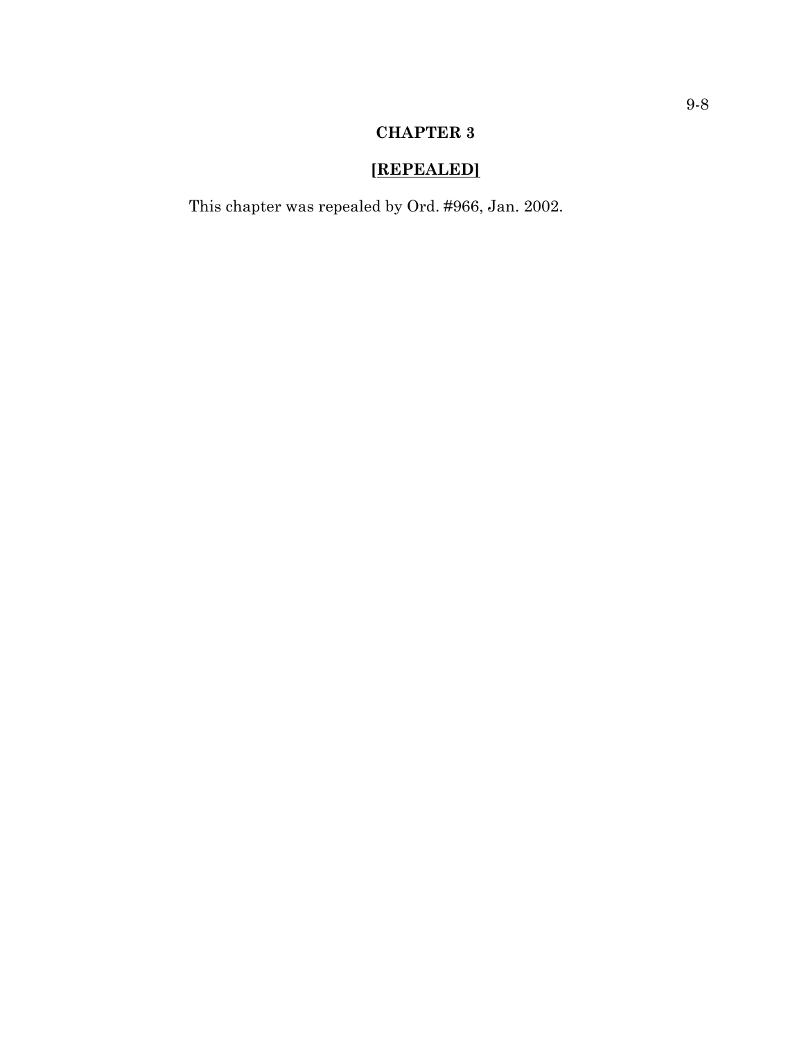# CHAPTER 3

## [REPEALED]

This chapter was repealed by Ord. #966, Jan. 2002.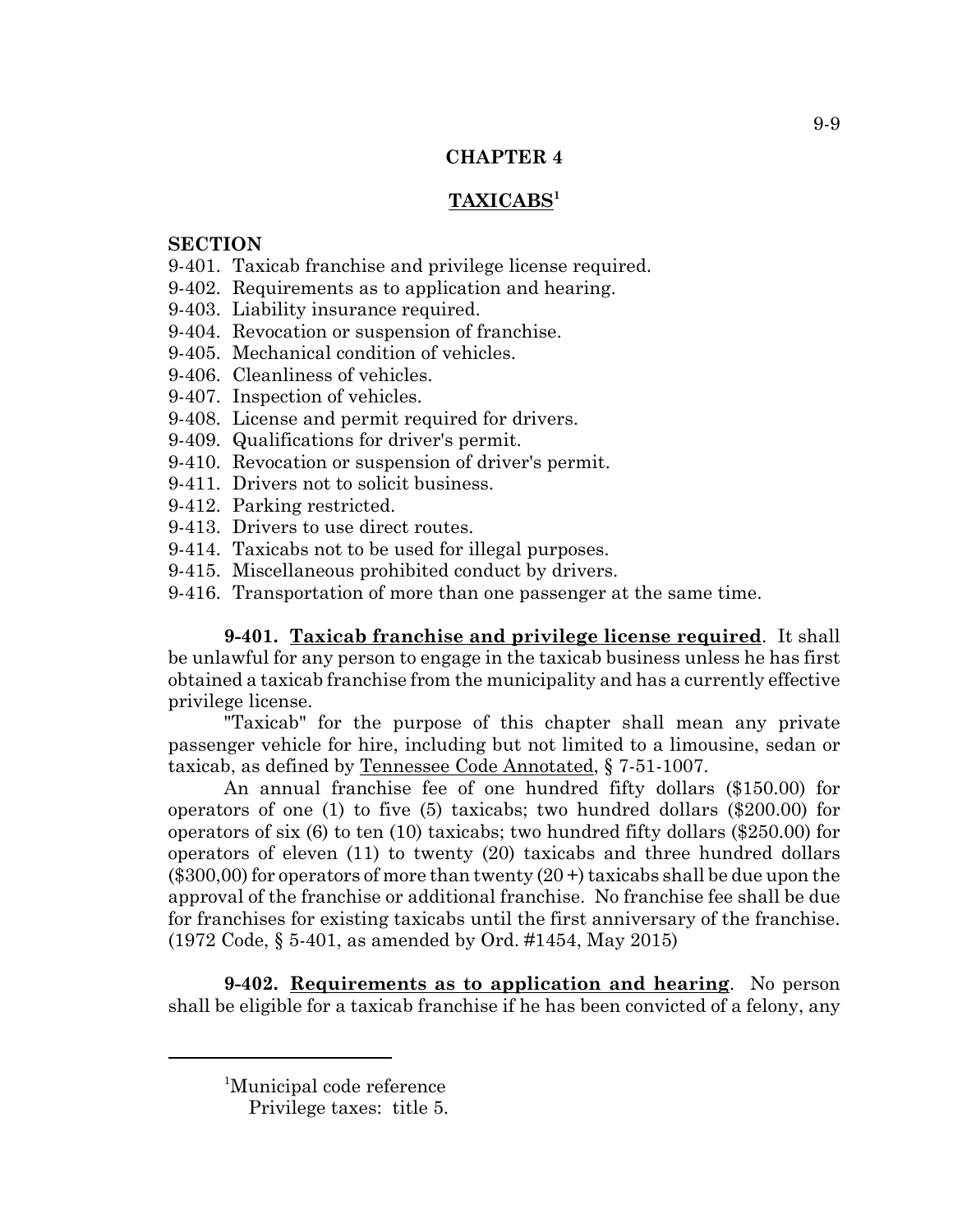# CHAPTER 4

## TAXICABS[1]

**SECTION**

9-401. Taxicab franchise and privilege license required.
9-402. Requirements as to application and hearing.
9-403. Liability insurance required.
9-404. Revocation or suspension of franchise.
9-405. Mechanical condition of vehicles.
9-406. Cleanliness of vehicles.
9-407. Inspection of vehicles.
9-408. License and permit required for drivers.
9-409. Qualifications for driver's permit.
9-410. Revocation or suspension of driver's permit.
9-411. Drivers not to solicit business.
9-412. Parking restricted.
9-413. Drivers to use direct routes.
9-414. Taxicabs not to be used for illegal purposes.
9-415. Miscellaneous prohibited conduct by drivers.
9-416. Transportation of more than one passenger at the same time.

**9-401. Taxicab franchise and privilege license required**. It shall be unlawful for any person to engage in the taxicab business unless he has first obtained a taxicab franchise from the municipality and has a currently effective privilege license.

"Taxicab" for the purpose of this chapter shall mean any private passenger vehicle for hire, including but not limited to a limousine, sedan or taxicab, as defined by Tennessee Code Annotated, § 7-51-1007.

An annual franchise fee of one hundred fifty dollars ($150.00) for operators of one (1) to five (5) taxicabs; two hundred dollars ($200.00) for operators of six (6) to ten (10) taxicabs; two hundred fifty dollars ($250.00) for operators of eleven (11) to twenty (20) taxicabs and three hundred dollars ($300,00) for operators of more than twenty (20 +) taxicabs shall be due upon the approval of the franchise or additional franchise. No franchise fee shall be due for franchises for existing taxicabs until the first anniversary of the franchise. (1972 Code, § 5-401, as amended by Ord. #1454, May 2015)

**9-402. Requirements as to application and hearing**. No person shall be eligible for a taxicab franchise if he has been convicted of a felony, any

---

[1]Municipal code reference
Privilege taxes: title 5.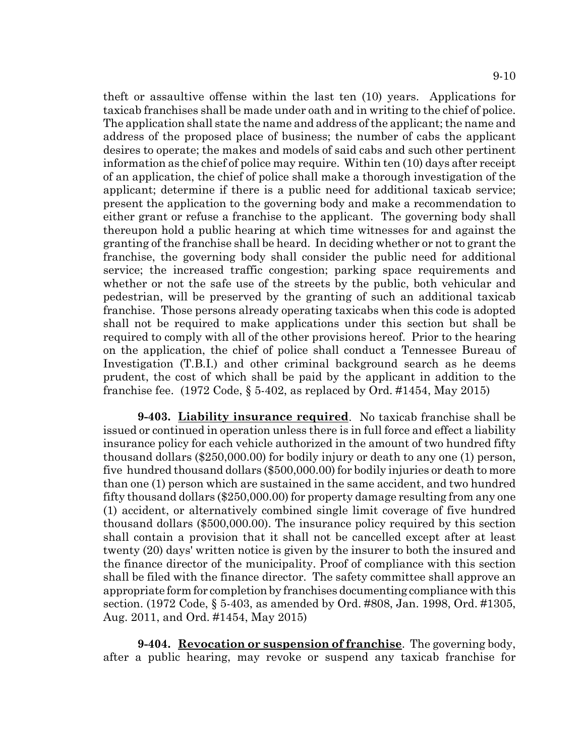theft or assaultive offense within the last ten (10) years. Applications for taxicab franchises shall be made under oath and in writing to the chief of police. The application shall state the name and address of the applicant; the name and address of the proposed place of business; the number of cabs the applicant desires to operate; the makes and models of said cabs and such other pertinent information as the chief of police may require. Within ten (10) days after receipt of an application, the chief of police shall make a thorough investigation of the applicant; determine if there is a public need for additional taxicab service; present the application to the governing body and make a recommendation to either grant or refuse a franchise to the applicant. The governing body shall thereupon hold a public hearing at which time witnesses for and against the granting of the franchise shall be heard. In deciding whether or not to grant the franchise, the governing body shall consider the public need for additional service; the increased traffic congestion; parking space requirements and whether or not the safe use of the streets by the public, both vehicular and pedestrian, will be preserved by the granting of such an additional taxicab franchise. Those persons already operating taxicabs when this code is adopted shall not be required to make applications under this section but shall be required to comply with all of the other provisions hereof. Prior to the hearing on the application, the chief of police shall conduct a Tennessee Bureau of Investigation (T.B.I.) and other criminal background search as he deems prudent, the cost of which shall be paid by the applicant in addition to the franchise fee. (1972 Code, § 5-402, as replaced by Ord. #1454, May 2015)

**9-403. Liability insurance required**. No taxicab franchise shall be issued or continued in operation unless there is in full force and effect a liability insurance policy for each vehicle authorized in the amount of two hundred fifty thousand dollars ($250,000.00) for bodily injury or death to any one (1) person, five hundred thousand dollars ($500,000.00) for bodily injuries or death to more than one (1) person which are sustained in the same accident, and two hundred fifty thousand dollars ($250,000.00) for property damage resulting from any one (1) accident, or alternatively combined single limit coverage of five hundred thousand dollars ($500,000.00). The insurance policy required by this section shall contain a provision that it shall not be cancelled except after at least twenty (20) days' written notice is given by the insurer to both the insured and the finance director of the municipality. Proof of compliance with this section shall be filed with the finance director. The safety committee shall approve an appropriate form for completion by franchises documenting compliance with this section. (1972 Code, § 5-403, as amended by Ord. #808, Jan. 1998, Ord. #1305, Aug. 2011, and Ord. #1454, May 2015)

**9-404. Revocation or suspension of franchise**. The governing body, after a public hearing, may revoke or suspend any taxicab franchise for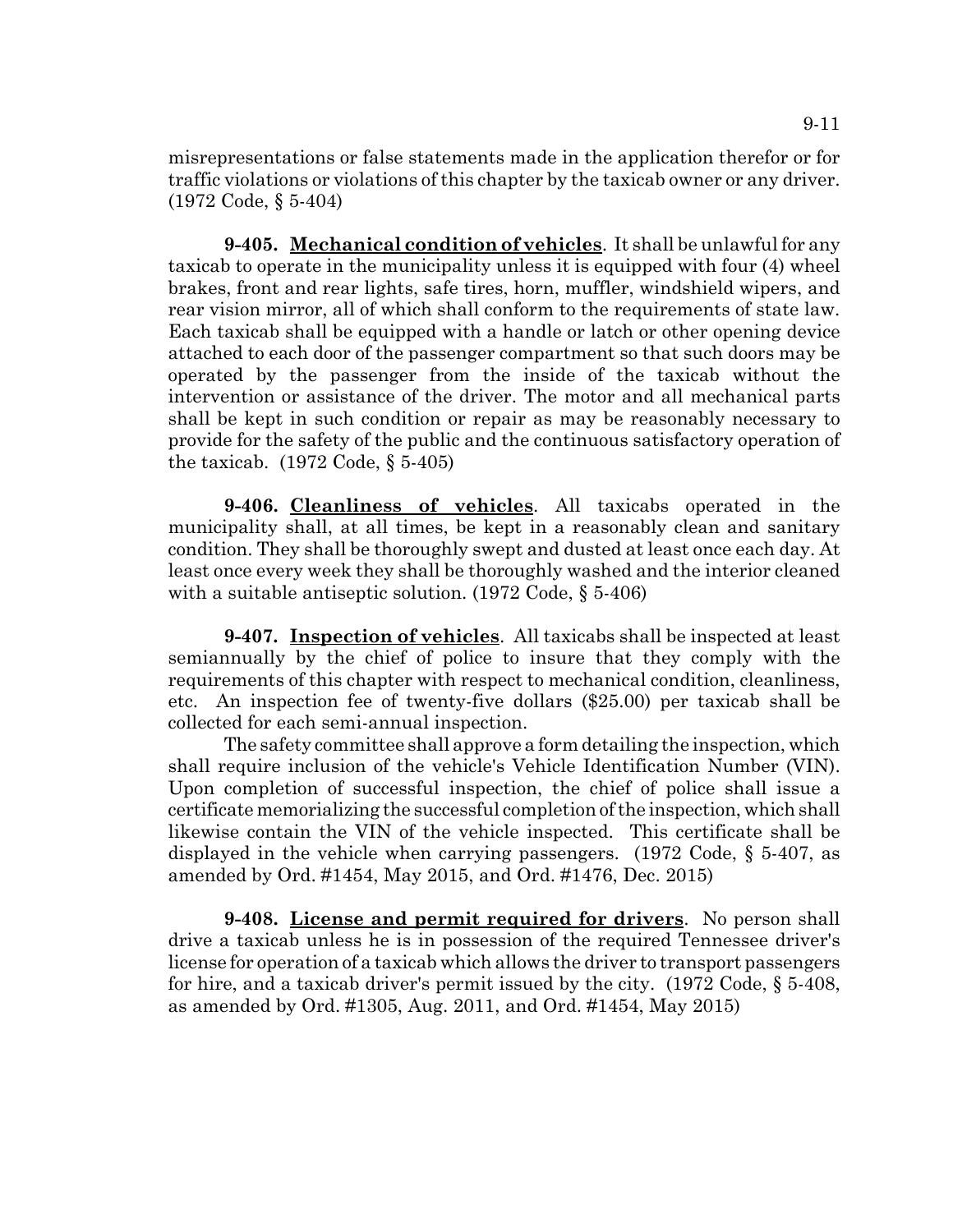misrepresentations or false statements made in the application therefor or for traffic violations or violations of this chapter by the taxicab owner or any driver. (1972 Code, § 5-404)

**9-405. Mechanical condition of vehicles**. It shall be unlawful for any taxicab to operate in the municipality unless it is equipped with four (4) wheel brakes, front and rear lights, safe tires, horn, muffler, windshield wipers, and rear vision mirror, all of which shall conform to the requirements of state law. Each taxicab shall be equipped with a handle or latch or other opening device attached to each door of the passenger compartment so that such doors may be operated by the passenger from the inside of the taxicab without the intervention or assistance of the driver. The motor and all mechanical parts shall be kept in such condition or repair as may be reasonably necessary to provide for the safety of the public and the continuous satisfactory operation of the taxicab. (1972 Code, § 5-405)

**9-406. Cleanliness of vehicles**. All taxicabs operated in the municipality shall, at all times, be kept in a reasonably clean and sanitary condition. They shall be thoroughly swept and dusted at least once each day. At least once every week they shall be thoroughly washed and the interior cleaned with a suitable antiseptic solution. (1972 Code, § 5-406)

**9-407. Inspection of vehicles**. All taxicabs shall be inspected at least semiannually by the chief of police to insure that they comply with the requirements of this chapter with respect to mechanical condition, cleanliness, etc. An inspection fee of twenty-five dollars ($25.00) per taxicab shall be collected for each semi-annual inspection.

The safety committee shall approve a form detailing the inspection, which shall require inclusion of the vehicle's Vehicle Identification Number (VIN). Upon completion of successful inspection, the chief of police shall issue a certificate memorializing the successful completion of the inspection, which shall likewise contain the VIN of the vehicle inspected. This certificate shall be displayed in the vehicle when carrying passengers. (1972 Code, § 5-407, as amended by Ord. #1454, May 2015, and Ord. #1476, Dec. 2015)

**9-408. License and permit required for drivers**. No person shall drive a taxicab unless he is in possession of the required Tennessee driver's license for operation of a taxicab which allows the driver to transport passengers for hire, and a taxicab driver's permit issued by the city. (1972 Code, § 5-408, as amended by Ord. #1305, Aug. 2011, and Ord. #1454, May 2015)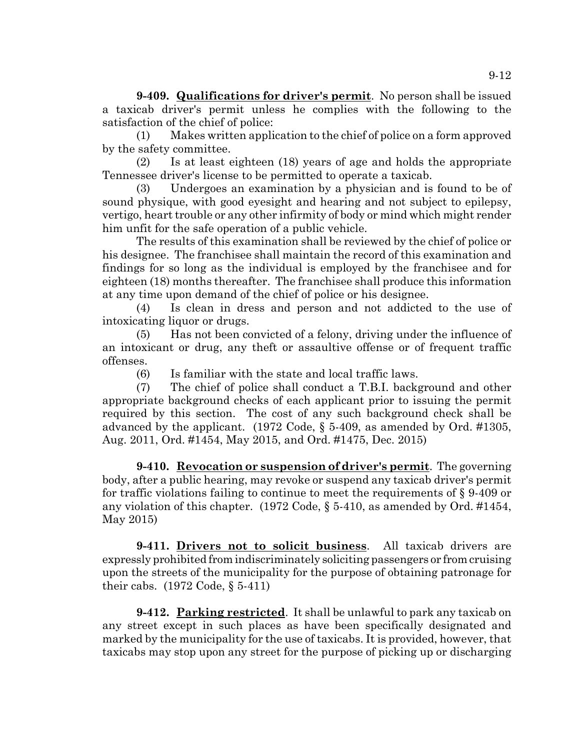**9-409. Qualifications for driver's permit**. No person shall be issued a taxicab driver's permit unless he complies with the following to the satisfaction of the chief of police:

(1) Makes written application to the chief of police on a form approved by the safety committee.

(2) Is at least eighteen (18) years of age and holds the appropriate Tennessee driver's license to be permitted to operate a taxicab.

(3) Undergoes an examination by a physician and is found to be of sound physique, with good eyesight and hearing and not subject to epilepsy, vertigo, heart trouble or any other infirmity of body or mind which might render him unfit for the safe operation of a public vehicle.

The results of this examination shall be reviewed by the chief of police or his designee. The franchisee shall maintain the record of this examination and findings for so long as the individual is employed by the franchisee and for eighteen (18) months thereafter. The franchisee shall produce this information at any time upon demand of the chief of police or his designee.

(4) Is clean in dress and person and not addicted to the use of intoxicating liquor or drugs.

(5) Has not been convicted of a felony, driving under the influence of an intoxicant or drug, any theft or assaultive offense or of frequent traffic offenses.

(6) Is familiar with the state and local traffic laws.

(7) The chief of police shall conduct a T.B.I. background and other appropriate background checks of each applicant prior to issuing the permit required by this section. The cost of any such background check shall be advanced by the applicant. (1972 Code, § 5-409, as amended by Ord. #1305, Aug. 2011, Ord. #1454, May 2015, and Ord. #1475, Dec. 2015)

**9-410. Revocation or suspension of driver's permit**. The governing body, after a public hearing, may revoke or suspend any taxicab driver's permit for traffic violations failing to continue to meet the requirements of § 9-409 or any violation of this chapter. (1972 Code, § 5-410, as amended by Ord. #1454, May 2015)

**9-411. Drivers not to solicit business**. All taxicab drivers are expressly prohibited from indiscriminately soliciting passengers or from cruising upon the streets of the municipality for the purpose of obtaining patronage for their cabs. (1972 Code, § 5-411)

**9-412. Parking restricted**. It shall be unlawful to park any taxicab on any street except in such places as have been specifically designated and marked by the municipality for the use of taxicabs. It is provided, however, that taxicabs may stop upon any street for the purpose of picking up or discharging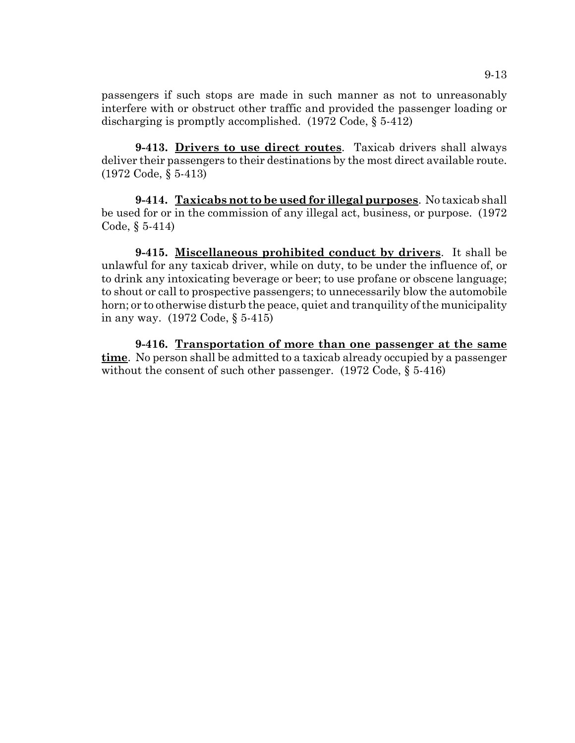passengers if such stops are made in such manner as not to unreasonably interfere with or obstruct other traffic and provided the passenger loading or discharging is promptly accomplished. (1972 Code, § 5-412)

**9-413. <u>Drivers to use direct routes</u>**. Taxicab drivers shall always deliver their passengers to their destinations by the most direct available route. (1972 Code, § 5-413)

**9-414. <u>Taxicabs not to be used for illegal purposes</u>**. No taxicab shall be used for or in the commission of any illegal act, business, or purpose. (1972 Code, § 5-414)

**9-415. <u>Miscellaneous prohibited conduct by drivers</u>**. It shall be unlawful for any taxicab driver, while on duty, to be under the influence of, or to drink any intoxicating beverage or beer; to use profane or obscene language; to shout or call to prospective passengers; to unnecessarily blow the automobile horn; or to otherwise disturb the peace, quiet and tranquility of the municipality in any way. (1972 Code, § 5-415)

**9-416. <u>Transportation of more than one passenger at the same time</u>**. No person shall be admitted to a taxicab already occupied by a passenger without the consent of such other passenger. (1972 Code, § 5-416)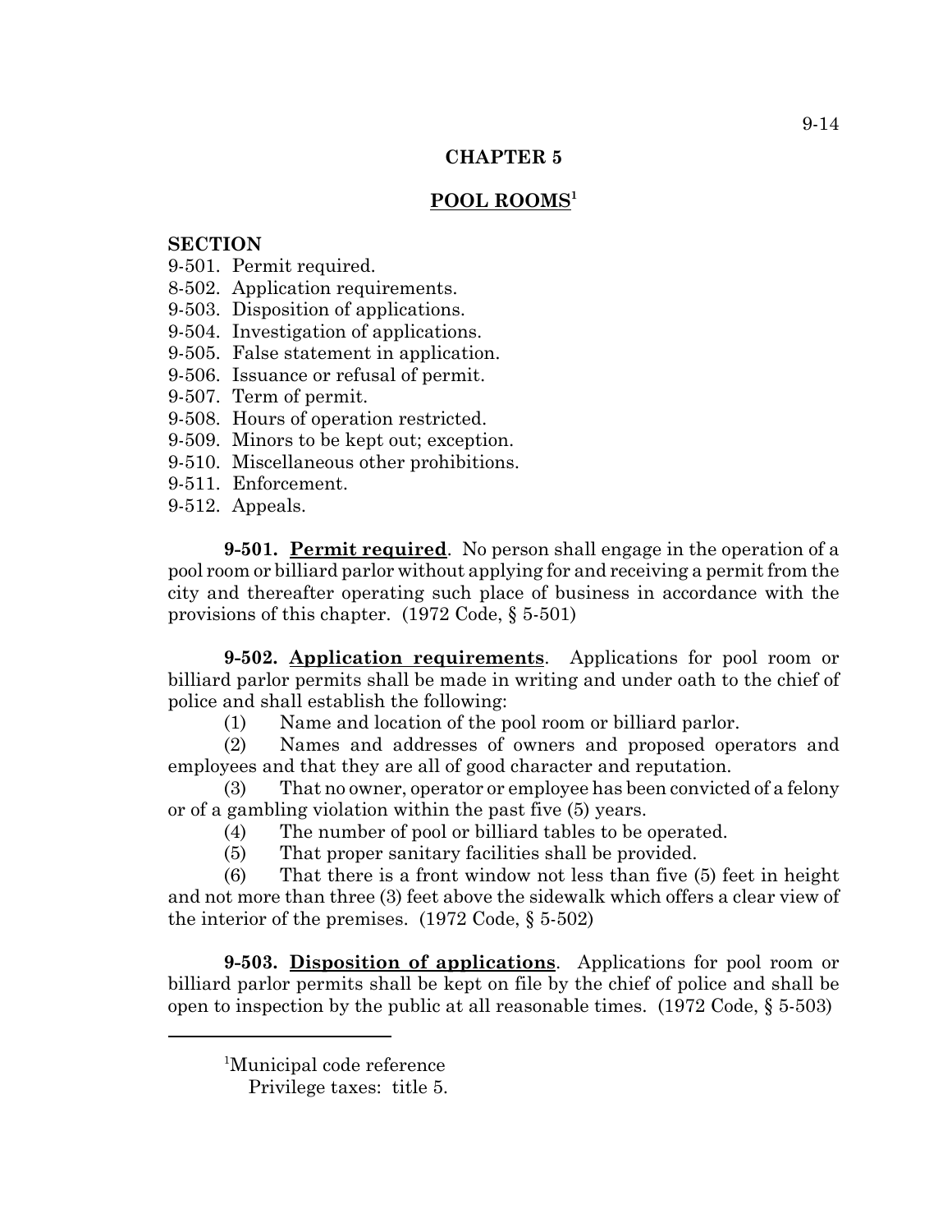# CHAPTER 5

## POOL ROOMS[1]

**SECTION**

9-501. Permit required.
8-502. Application requirements.
9-503. Disposition of applications.
9-504. Investigation of applications.
9-505. False statement in application.
9-506. Issuance or refusal of permit.
9-507. Term of permit.
9-508. Hours of operation restricted.
9-509. Minors to be kept out; exception.
9-510. Miscellaneous other prohibitions.
9-511. Enforcement.
9-512. Appeals.

**9-501. Permit required**. No person shall engage in the operation of a pool room or billiard parlor without applying for and receiving a permit from the city and thereafter operating such place of business in accordance with the provisions of this chapter. (1972 Code, § 5-501)

**9-502. Application requirements**. Applications for pool room or billiard parlor permits shall be made in writing and under oath to the chief of police and shall establish the following:

(1) Name and location of the pool room or billiard parlor.

(2) Names and addresses of owners and proposed operators and employees and that they are all of good character and reputation.

(3) That no owner, operator or employee has been convicted of a felony or of a gambling violation within the past five (5) years.

(4) The number of pool or billiard tables to be operated.

(5) That proper sanitary facilities shall be provided.

(6) That there is a front window not less than five (5) feet in height and not more than three (3) feet above the sidewalk which offers a clear view of the interior of the premises. (1972 Code, § 5-502)

**9-503. Disposition of applications**. Applications for pool room or billiard parlor permits shall be kept on file by the chief of police and shall be open to inspection by the public at all reasonable times. (1972 Code, § 5-503)

---

[1]Municipal code reference
Privilege taxes: title 5.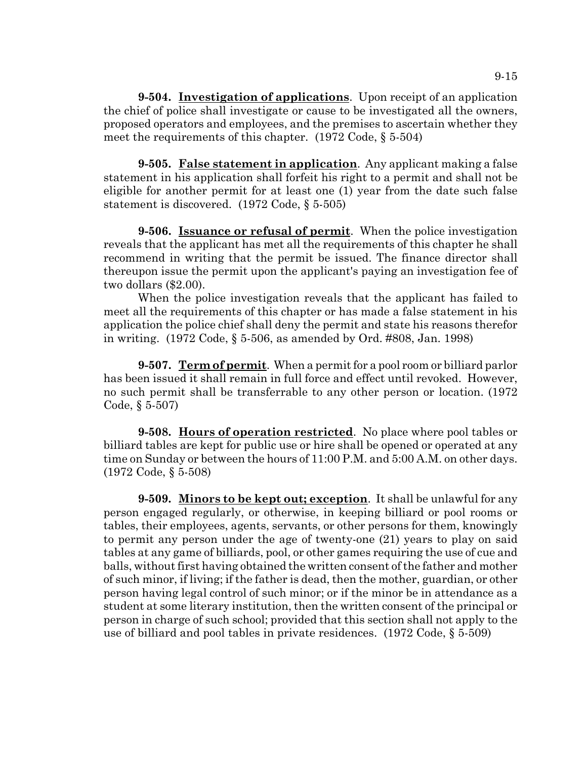**9-504. Investigation of applications**. Upon receipt of an application the chief of police shall investigate or cause to be investigated all the owners, proposed operators and employees, and the premises to ascertain whether they meet the requirements of this chapter. (1972 Code, § 5-504)

**9-505. False statement in application**. Any applicant making a false statement in his application shall forfeit his right to a permit and shall not be eligible for another permit for at least one (1) year from the date such false statement is discovered. (1972 Code, § 5-505)

**9-506. Issuance or refusal of permit**. When the police investigation reveals that the applicant has met all the requirements of this chapter he shall recommend in writing that the permit be issued. The finance director shall thereupon issue the permit upon the applicant's paying an investigation fee of two dollars ($2.00).

When the police investigation reveals that the applicant has failed to meet all the requirements of this chapter or has made a false statement in his application the police chief shall deny the permit and state his reasons therefor in writing. (1972 Code, § 5-506, as amended by Ord. #808, Jan. 1998)

**9-507. Term of permit**. When a permit for a pool room or billiard parlor has been issued it shall remain in full force and effect until revoked. However, no such permit shall be transferrable to any other person or location. (1972 Code, § 5-507)

**9-508. Hours of operation restricted**. No place where pool tables or billiard tables are kept for public use or hire shall be opened or operated at any time on Sunday or between the hours of 11:00 P.M. and 5:00 A.M. on other days. (1972 Code, § 5-508)

**9-509. Minors to be kept out; exception**. It shall be unlawful for any person engaged regularly, or otherwise, in keeping billiard or pool rooms or tables, their employees, agents, servants, or other persons for them, knowingly to permit any person under the age of twenty-one (21) years to play on said tables at any game of billiards, pool, or other games requiring the use of cue and balls, without first having obtained the written consent of the father and mother of such minor, if living; if the father is dead, then the mother, guardian, or other person having legal control of such minor; or if the minor be in attendance as a student at some literary institution, then the written consent of the principal or person in charge of such school; provided that this section shall not apply to the use of billiard and pool tables in private residences. (1972 Code, § 5-509)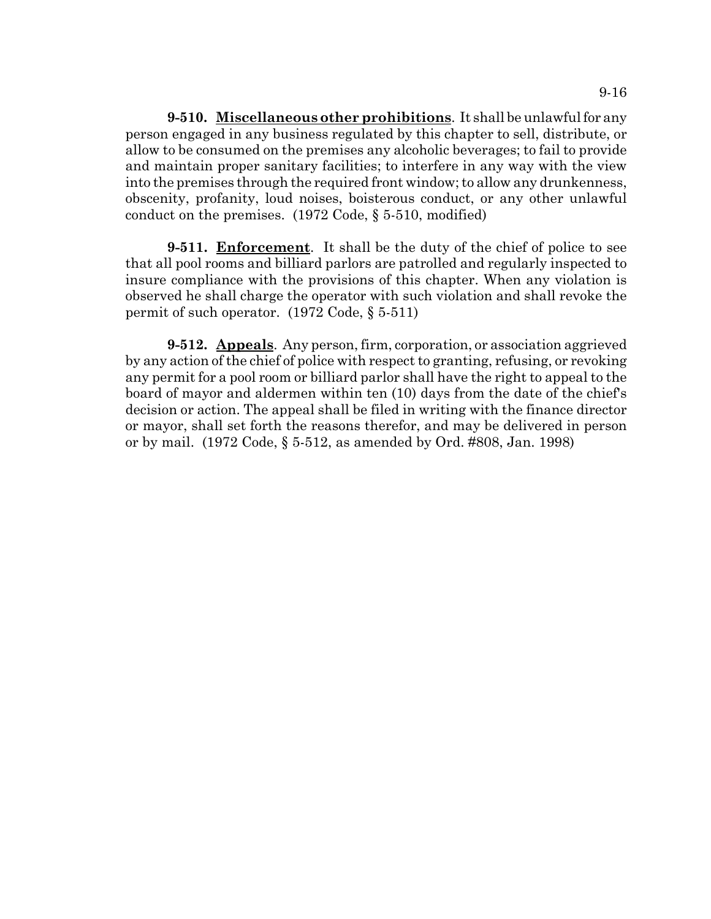**9-510. Miscellaneous other prohibitions**. It shall be unlawful for any person engaged in any business regulated by this chapter to sell, distribute, or allow to be consumed on the premises any alcoholic beverages; to fail to provide and maintain proper sanitary facilities; to interfere in any way with the view into the premises through the required front window; to allow any drunkenness, obscenity, profanity, loud noises, boisterous conduct, or any other unlawful conduct on the premises. (1972 Code, § 5-510, modified)

**9-511. Enforcement**. It shall be the duty of the chief of police to see that all pool rooms and billiard parlors are patrolled and regularly inspected to insure compliance with the provisions of this chapter. When any violation is observed he shall charge the operator with such violation and shall revoke the permit of such operator. (1972 Code, § 5-511)

**9-512. Appeals**. Any person, firm, corporation, or association aggrieved by any action of the chief of police with respect to granting, refusing, or revoking any permit for a pool room or billiard parlor shall have the right to appeal to the board of mayor and aldermen within ten (10) days from the date of the chief's decision or action. The appeal shall be filed in writing with the finance director or mayor, shall set forth the reasons therefor, and may be delivered in person or by mail. (1972 Code, § 5-512, as amended by Ord. #808, Jan. 1998)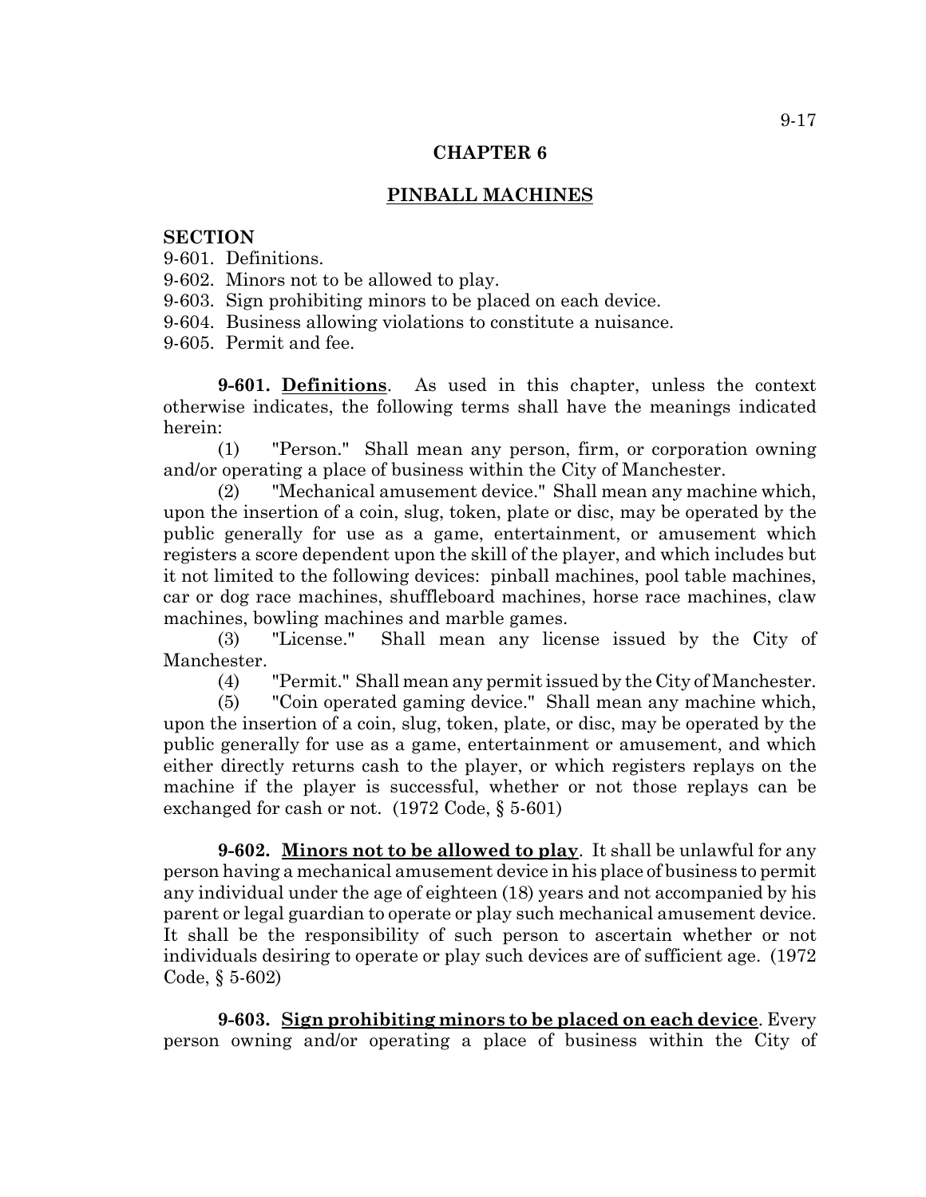## CHAPTER 6

## PINBALL MACHINES

**SECTION**

9-601. Definitions.
9-602. Minors not to be allowed to play.
9-603. Sign prohibiting minors to be placed on each device.
9-604. Business allowing violations to constitute a nuisance.
9-605. Permit and fee.

**9-601. Definitions**. As used in this chapter, unless the context otherwise indicates, the following terms shall have the meanings indicated herein:

(1) "Person." Shall mean any person, firm, or corporation owning and/or operating a place of business within the City of Manchester.

(2) "Mechanical amusement device." Shall mean any machine which, upon the insertion of a coin, slug, token, plate or disc, may be operated by the public generally for use as a game, entertainment, or amusement which registers a score dependent upon the skill of the player, and which includes but it not limited to the following devices: pinball machines, pool table machines, car or dog race machines, shuffleboard machines, horse race machines, claw machines, bowling machines and marble games.

(3) "License." Shall mean any license issued by the City of Manchester.

(4) "Permit." Shall mean any permit issued by the City of Manchester.

(5) "Coin operated gaming device." Shall mean any machine which, upon the insertion of a coin, slug, token, plate, or disc, may be operated by the public generally for use as a game, entertainment or amusement, and which either directly returns cash to the player, or which registers replays on the machine if the player is successful, whether or not those replays can be exchanged for cash or not. (1972 Code, § 5-601)

**9-602. Minors not to be allowed to play**. It shall be unlawful for any person having a mechanical amusement device in his place of business to permit any individual under the age of eighteen (18) years and not accompanied by his parent or legal guardian to operate or play such mechanical amusement device. It shall be the responsibility of such person to ascertain whether or not individuals desiring to operate or play such devices are of sufficient age. (1972 Code, § 5-602)

**9-603. Sign prohibiting minors to be placed on each device**. Every person owning and/or operating a place of business within the City of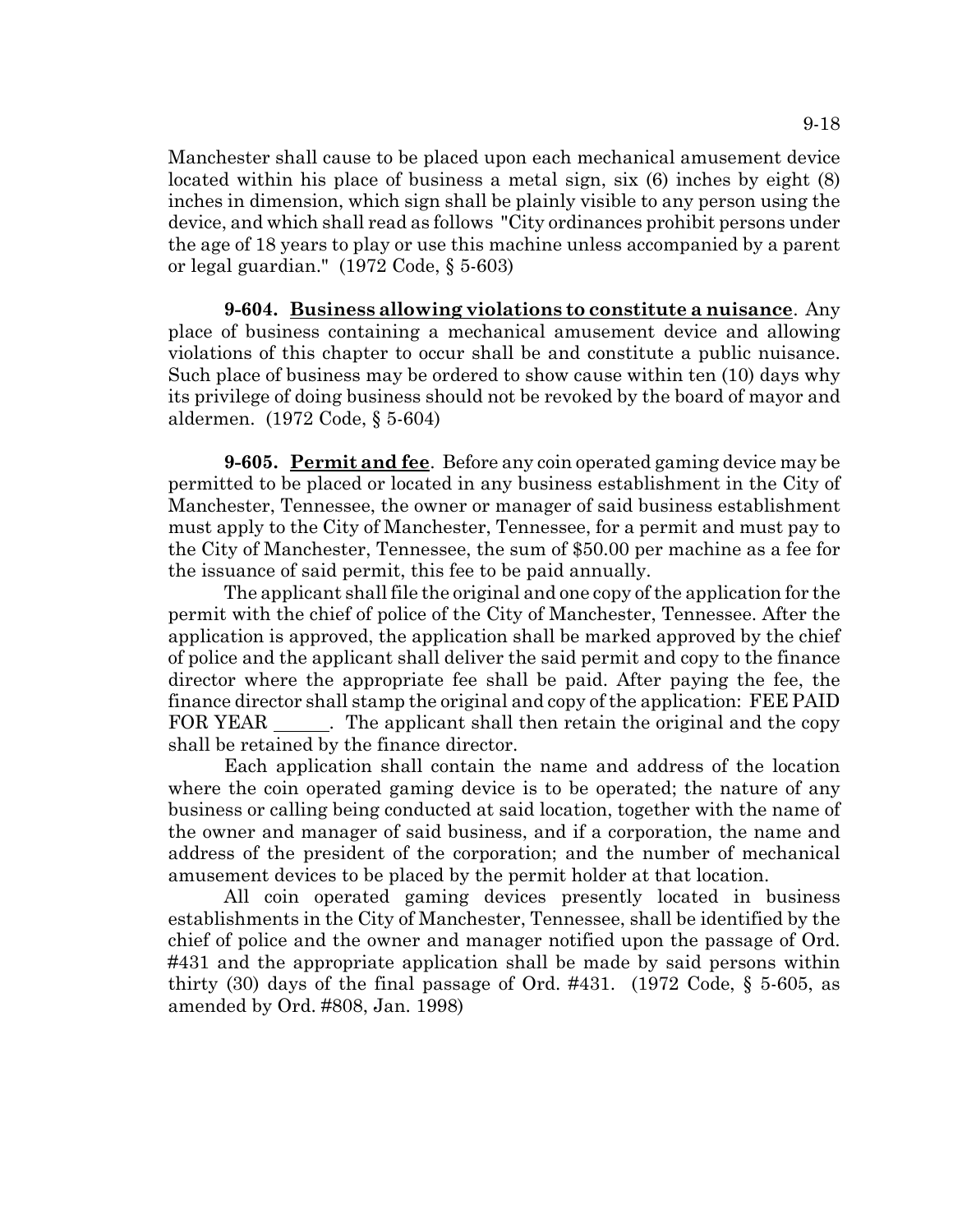Manchester shall cause to be placed upon each mechanical amusement device located within his place of business a metal sign, six (6) inches by eight (8) inches in dimension, which sign shall be plainly visible to any person using the device, and which shall read as follows "City ordinances prohibit persons under the age of 18 years to play or use this machine unless accompanied by a parent or legal guardian." (1972 Code, § 5-603)

**9-604. Business allowing violations to constitute a nuisance**. Any place of business containing a mechanical amusement device and allowing violations of this chapter to occur shall be and constitute a public nuisance. Such place of business may be ordered to show cause within ten (10) days why its privilege of doing business should not be revoked by the board of mayor and aldermen. (1972 Code, § 5-604)

**9-605. Permit and fee**. Before any coin operated gaming device may be permitted to be placed or located in any business establishment in the City of Manchester, Tennessee, the owner or manager of said business establishment must apply to the City of Manchester, Tennessee, for a permit and must pay to the City of Manchester, Tennessee, the sum of $50.00 per machine as a fee for the issuance of said permit, this fee to be paid annually.

The applicant shall file the original and one copy of the application for the permit with the chief of police of the City of Manchester, Tennessee. After the application is approved, the application shall be marked approved by the chief of police and the applicant shall deliver the said permit and copy to the finance director where the appropriate fee shall be paid. After paying the fee, the finance director shall stamp the original and copy of the application: FEE PAID FOR YEAR ______. The applicant shall then retain the original and the copy shall be retained by the finance director.

Each application shall contain the name and address of the location where the coin operated gaming device is to be operated; the nature of any business or calling being conducted at said location, together with the name of the owner and manager of said business, and if a corporation, the name and address of the president of the corporation; and the number of mechanical amusement devices to be placed by the permit holder at that location.

All coin operated gaming devices presently located in business establishments in the City of Manchester, Tennessee, shall be identified by the chief of police and the owner and manager notified upon the passage of Ord. #431 and the appropriate application shall be made by said persons within thirty (30) days of the final passage of Ord. #431. (1972 Code, § 5-605, as amended by Ord. #808, Jan. 1998)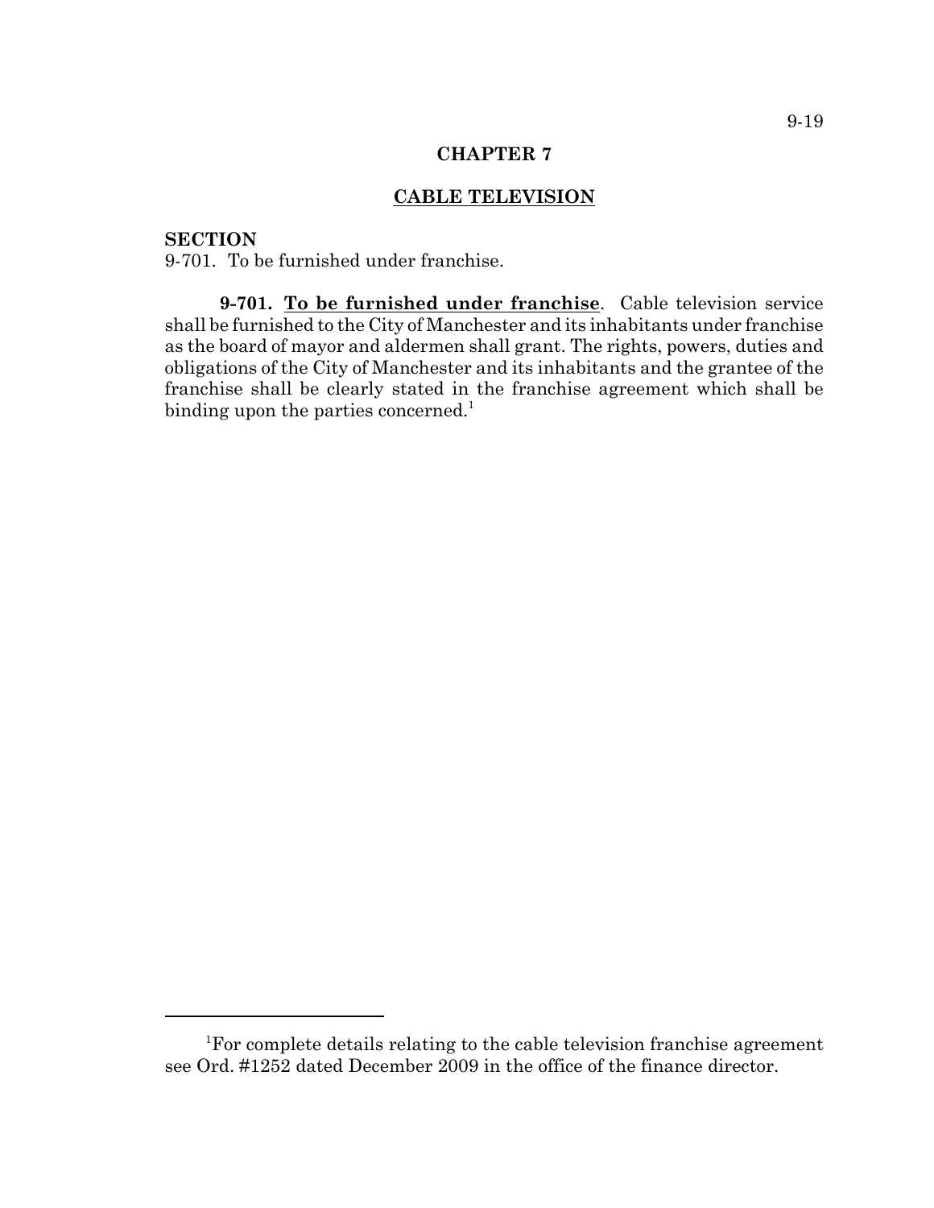# CHAPTER 7

## CABLE TELEVISION

**SECTION**

9-701. To be furnished under franchise.

**9-701. To be furnished under franchise**. Cable television service shall be furnished to the City of Manchester and its inhabitants under franchise as the board of mayor and aldermen shall grant. The rights, powers, duties and obligations of the City of Manchester and its inhabitants and the grantee of the franchise shall be clearly stated in the franchise agreement which shall be binding upon the parties concerned.[1]

---

[1] For complete details relating to the cable television franchise agreement see Ord. #1252 dated December 2009 in the office of the finance director.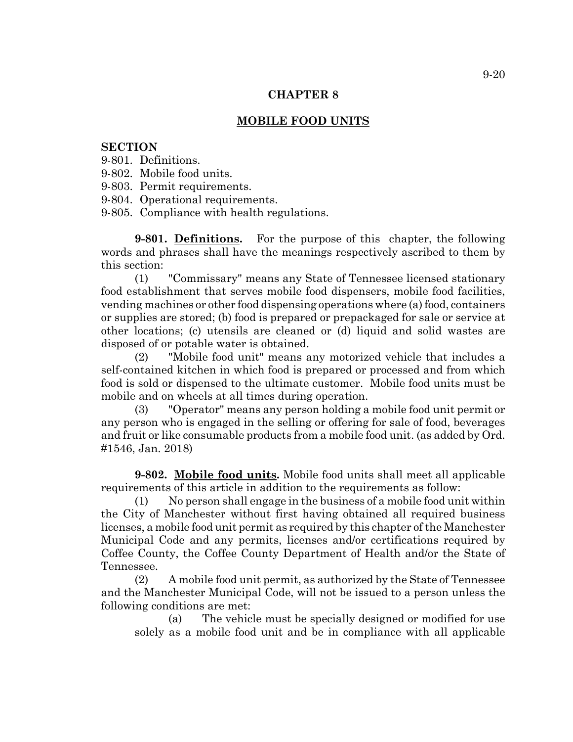## CHAPTER 8

## MOBILE FOOD UNITS

**SECTION**

9-801. Definitions.
9-802. Mobile food units.
9-803. Permit requirements.
9-804. Operational requirements.
9-805. Compliance with health regulations.

**9-801. Definitions.** For the purpose of this chapter, the following words and phrases shall have the meanings respectively ascribed to them by this section:

(1) "Commissary" means any State of Tennessee licensed stationary food establishment that serves mobile food dispensers, mobile food facilities, vending machines or other food dispensing operations where (a) food, containers or supplies are stored; (b) food is prepared or prepackaged for sale or service at other locations; (c) utensils are cleaned or (d) liquid and solid wastes are disposed of or potable water is obtained.

(2) "Mobile food unit" means any motorized vehicle that includes a self-contained kitchen in which food is prepared or processed and from which food is sold or dispensed to the ultimate customer. Mobile food units must be mobile and on wheels at all times during operation.

(3) "Operator" means any person holding a mobile food unit permit or any person who is engaged in the selling or offering for sale of food, beverages and fruit or like consumable products from a mobile food unit. (as added by Ord. #1546, Jan. 2018)

**9-802. Mobile food units.** Mobile food units shall meet all applicable requirements of this article in addition to the requirements as follow:

(1) No person shall engage in the business of a mobile food unit within the City of Manchester without first having obtained all required business licenses, a mobile food unit permit as required by this chapter of the Manchester Municipal Code and any permits, licenses and/or certifications required by Coffee County, the Coffee County Department of Health and/or the State of Tennessee.

(2) A mobile food unit permit, as authorized by the State of Tennessee and the Manchester Municipal Code, will not be issued to a person unless the following conditions are met:

(a) The vehicle must be specially designed or modified for use solely as a mobile food unit and be in compliance with all applicable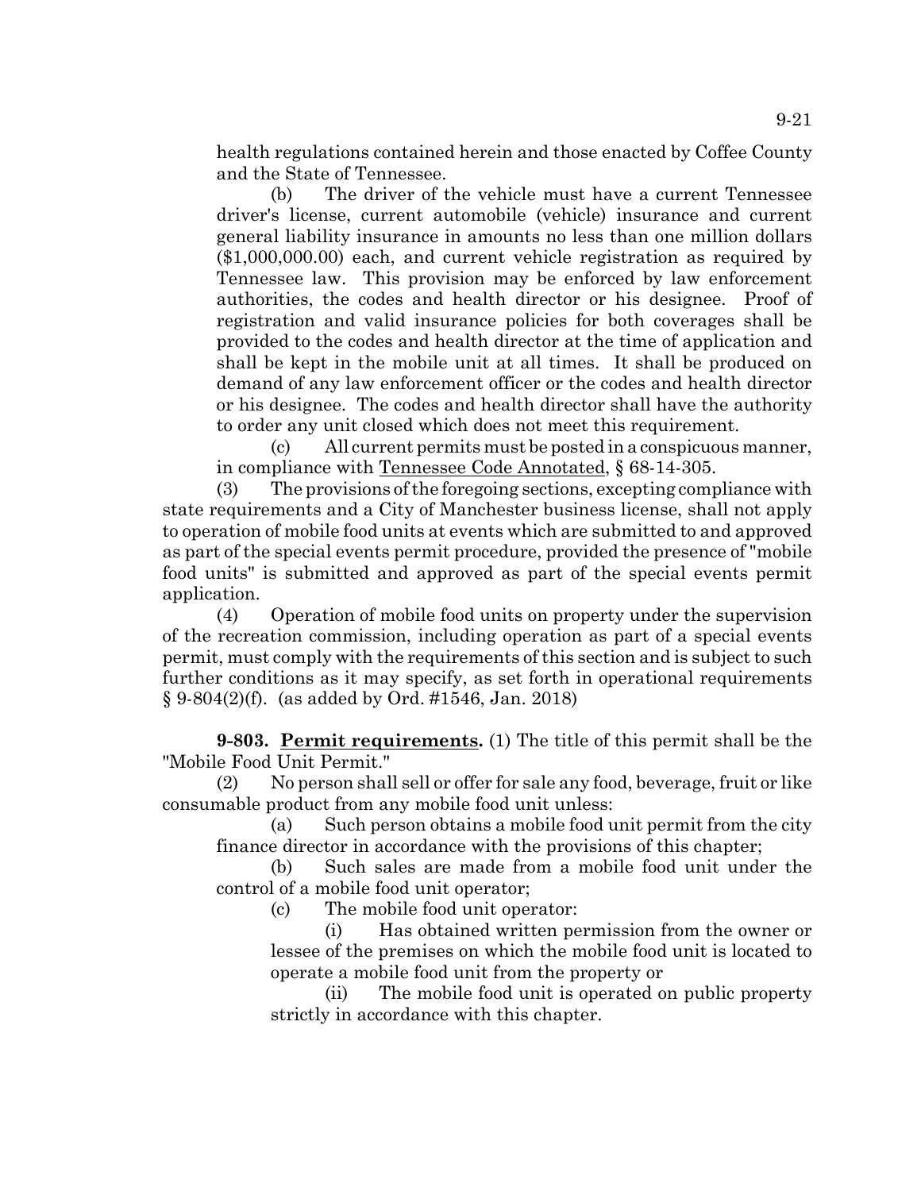health regulations contained herein and those enacted by Coffee County and the State of Tennessee.

(b) The driver of the vehicle must have a current Tennessee driver's license, current automobile (vehicle) insurance and current general liability insurance in amounts no less than one million dollars ($1,000,000.00) each, and current vehicle registration as required by Tennessee law. This provision may be enforced by law enforcement authorities, the codes and health director or his designee. Proof of registration and valid insurance policies for both coverages shall be provided to the codes and health director at the time of application and shall be kept in the mobile unit at all times. It shall be produced on demand of any law enforcement officer or the codes and health director or his designee. The codes and health director shall have the authority to order any unit closed which does not meet this requirement.

(c) All current permits must be posted in a conspicuous manner, in compliance with Tennessee Code Annotated, § 68-14-305.

(3) The provisions of the foregoing sections, excepting compliance with state requirements and a City of Manchester business license, shall not apply to operation of mobile food units at events which are submitted to and approved as part of the special events permit procedure, provided the presence of "mobile food units" is submitted and approved as part of the special events permit application.

(4) Operation of mobile food units on property under the supervision of the recreation commission, including operation as part of a special events permit, must comply with the requirements of this section and is subject to such further conditions as it may specify, as set forth in operational requirements § 9-804(2)(f). (as added by Ord. #1546, Jan. 2018)

**9-803. Permit requirements.** (1) The title of this permit shall be the "Mobile Food Unit Permit."

(2) No person shall sell or offer for sale any food, beverage, fruit or like consumable product from any mobile food unit unless:

(a) Such person obtains a mobile food unit permit from the city finance director in accordance with the provisions of this chapter;

(b) Such sales are made from a mobile food unit under the control of a mobile food unit operator;

(c) The mobile food unit operator:

(i) Has obtained written permission from the owner or lessee of the premises on which the mobile food unit is located to operate a mobile food unit from the property or

(ii) The mobile food unit is operated on public property strictly in accordance with this chapter.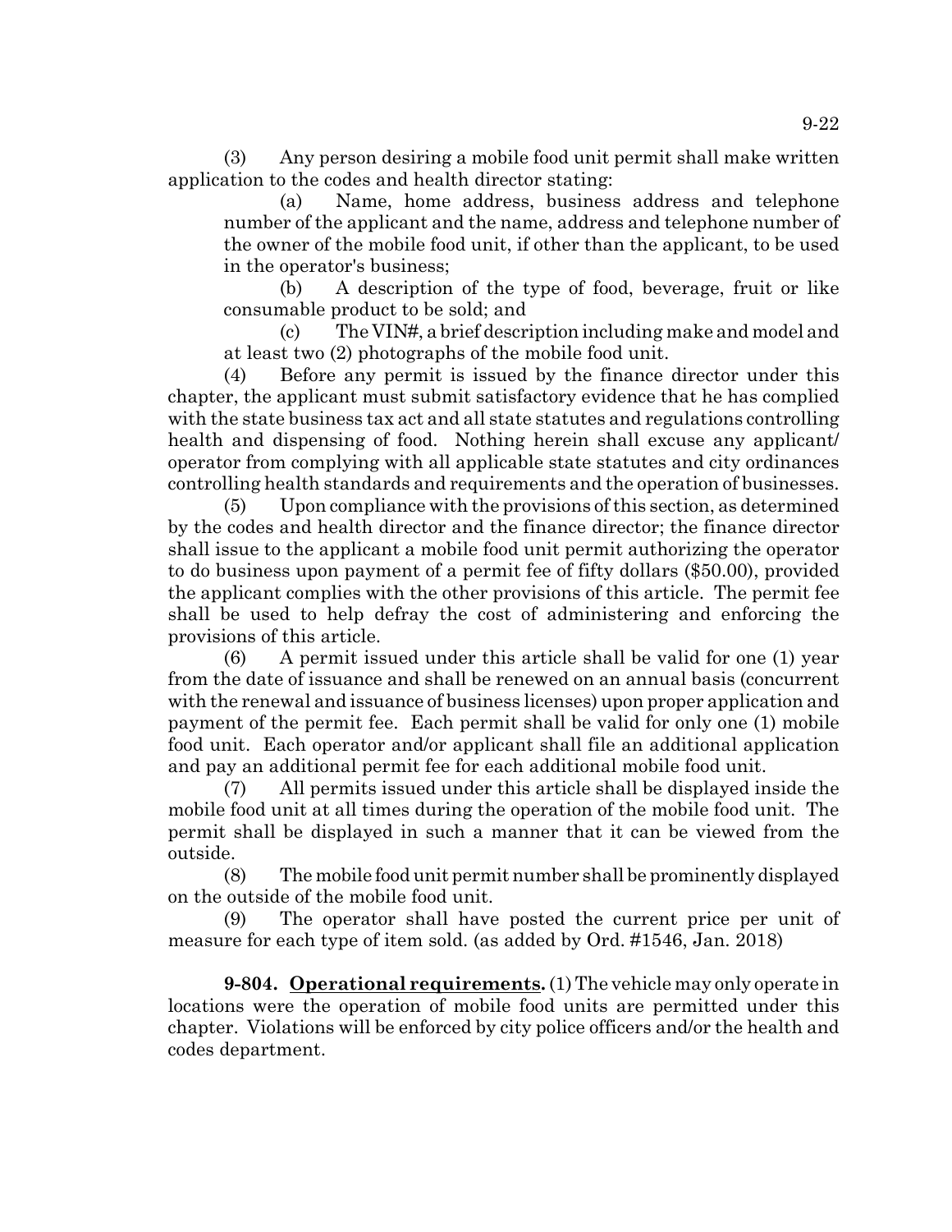(3) Any person desiring a mobile food unit permit shall make written application to the codes and health director stating:

(a) Name, home address, business address and telephone number of the applicant and the name, address and telephone number of the owner of the mobile food unit, if other than the applicant, to be used in the operator's business;

(b) A description of the type of food, beverage, fruit or like consumable product to be sold; and

(c) The VIN#, a brief description including make and model and at least two (2) photographs of the mobile food unit.

(4) Before any permit is issued by the finance director under this chapter, the applicant must submit satisfactory evidence that he has complied with the state business tax act and all state statutes and regulations controlling health and dispensing of food. Nothing herein shall excuse any applicant/ operator from complying with all applicable state statutes and city ordinances controlling health standards and requirements and the operation of businesses.

(5) Upon compliance with the provisions of this section, as determined by the codes and health director and the finance director; the finance director shall issue to the applicant a mobile food unit permit authorizing the operator to do business upon payment of a permit fee of fifty dollars ($50.00), provided the applicant complies with the other provisions of this article. The permit fee shall be used to help defray the cost of administering and enforcing the provisions of this article.

(6) A permit issued under this article shall be valid for one (1) year from the date of issuance and shall be renewed on an annual basis (concurrent with the renewal and issuance of business licenses) upon proper application and payment of the permit fee. Each permit shall be valid for only one (1) mobile food unit. Each operator and/or applicant shall file an additional application and pay an additional permit fee for each additional mobile food unit.

(7) All permits issued under this article shall be displayed inside the mobile food unit at all times during the operation of the mobile food unit. The permit shall be displayed in such a manner that it can be viewed from the outside.

(8) The mobile food unit permit number shall be prominently displayed on the outside of the mobile food unit.

(9) The operator shall have posted the current price per unit of measure for each type of item sold. (as added by Ord. #1546, Jan. 2018)

**9-804. Operational requirements.** (1) The vehicle may only operate in locations were the operation of mobile food units are permitted under this chapter. Violations will be enforced by city police officers and/or the health and codes department.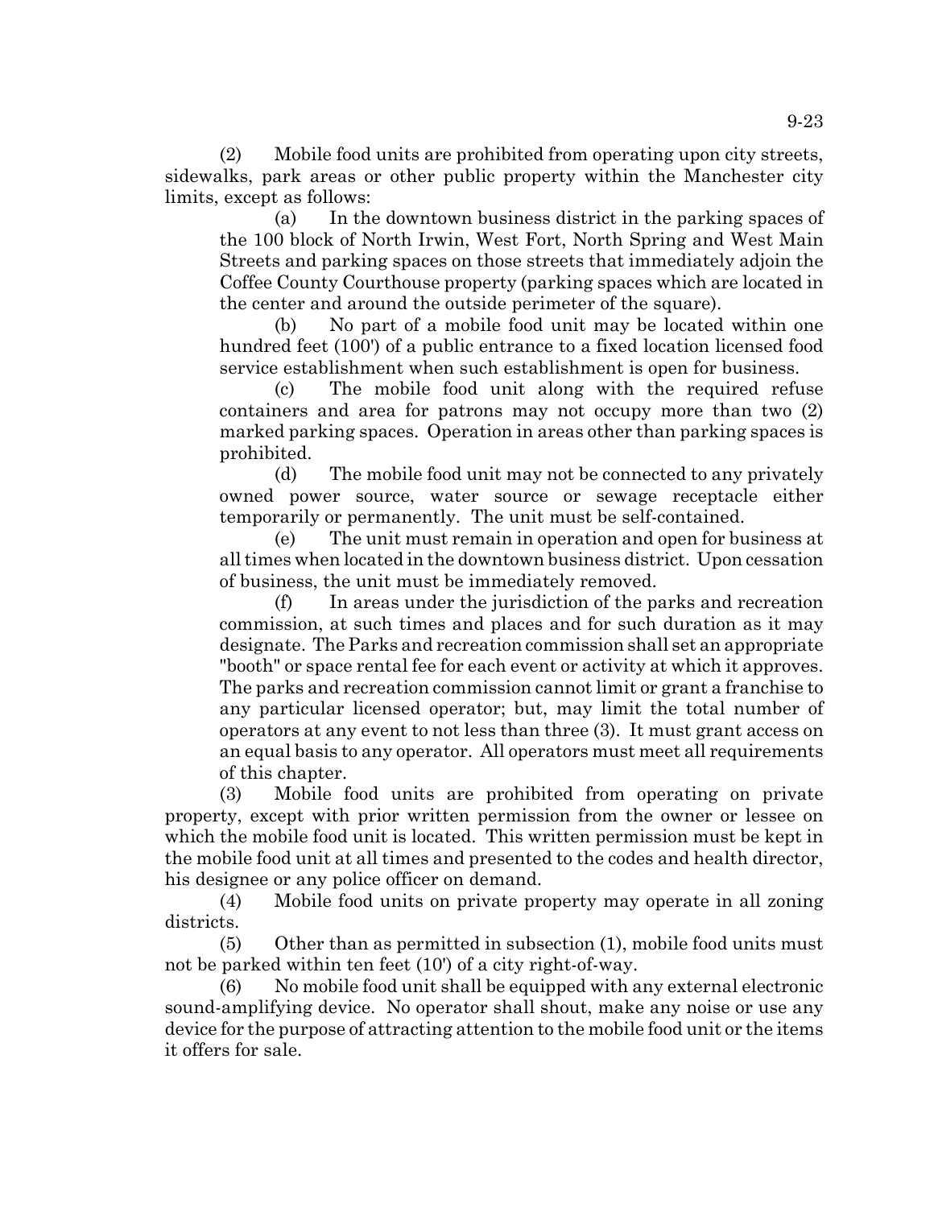(2) Mobile food units are prohibited from operating upon city streets, sidewalks, park areas or other public property within the Manchester city limits, except as follows:

(a) In the downtown business district in the parking spaces of the 100 block of North Irwin, West Fort, North Spring and West Main Streets and parking spaces on those streets that immediately adjoin the Coffee County Courthouse property (parking spaces which are located in the center and around the outside perimeter of the square).

(b) No part of a mobile food unit may be located within one hundred feet (100') of a public entrance to a fixed location licensed food service establishment when such establishment is open for business.

(c) The mobile food unit along with the required refuse containers and area for patrons may not occupy more than two (2) marked parking spaces. Operation in areas other than parking spaces is prohibited.

(d) The mobile food unit may not be connected to any privately owned power source, water source or sewage receptacle either temporarily or permanently. The unit must be self-contained.

(e) The unit must remain in operation and open for business at all times when located in the downtown business district. Upon cessation of business, the unit must be immediately removed.

(f) In areas under the jurisdiction of the parks and recreation commission, at such times and places and for such duration as it may designate. The Parks and recreation commission shall set an appropriate "booth" or space rental fee for each event or activity at which it approves. The parks and recreation commission cannot limit or grant a franchise to any particular licensed operator; but, may limit the total number of operators at any event to not less than three (3). It must grant access on an equal basis to any operator. All operators must meet all requirements of this chapter.

(3) Mobile food units are prohibited from operating on private property, except with prior written permission from the owner or lessee on which the mobile food unit is located. This written permission must be kept in the mobile food unit at all times and presented to the codes and health director, his designee or any police officer on demand.

(4) Mobile food units on private property may operate in all zoning districts.

(5) Other than as permitted in subsection (1), mobile food units must not be parked within ten feet (10') of a city right-of-way.

(6) No mobile food unit shall be equipped with any external electronic sound-amplifying device. No operator shall shout, make any noise or use any device for the purpose of attracting attention to the mobile food unit or the items it offers for sale.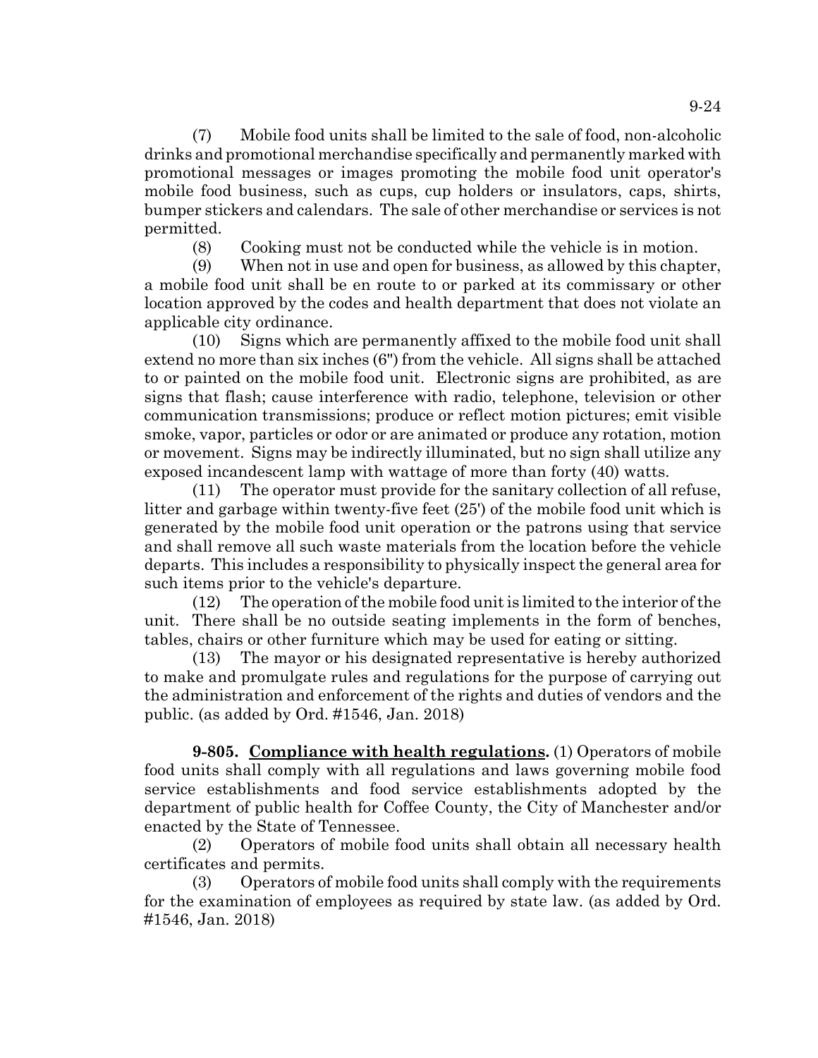(7) Mobile food units shall be limited to the sale of food, non-alcoholic drinks and promotional merchandise specifically and permanently marked with promotional messages or images promoting the mobile food unit operator's mobile food business, such as cups, cup holders or insulators, caps, shirts, bumper stickers and calendars. The sale of other merchandise or services is not permitted.

(8) Cooking must not be conducted while the vehicle is in motion.

(9) When not in use and open for business, as allowed by this chapter, a mobile food unit shall be en route to or parked at its commissary or other location approved by the codes and health department that does not violate an applicable city ordinance.

(10) Signs which are permanently affixed to the mobile food unit shall extend no more than six inches (6") from the vehicle. All signs shall be attached to or painted on the mobile food unit. Electronic signs are prohibited, as are signs that flash; cause interference with radio, telephone, television or other communication transmissions; produce or reflect motion pictures; emit visible smoke, vapor, particles or odor or are animated or produce any rotation, motion or movement. Signs may be indirectly illuminated, but no sign shall utilize any exposed incandescent lamp with wattage of more than forty (40) watts.

(11) The operator must provide for the sanitary collection of all refuse, litter and garbage within twenty-five feet (25') of the mobile food unit which is generated by the mobile food unit operation or the patrons using that service and shall remove all such waste materials from the location before the vehicle departs. This includes a responsibility to physically inspect the general area for such items prior to the vehicle's departure.

(12) The operation of the mobile food unit is limited to the interior of the unit. There shall be no outside seating implements in the form of benches, tables, chairs or other furniture which may be used for eating or sitting.

(13) The mayor or his designated representative is hereby authorized to make and promulgate rules and regulations for the purpose of carrying out the administration and enforcement of the rights and duties of vendors and the public. (as added by Ord. #1546, Jan. 2018)

**9-805. Compliance with health regulations.** (1) Operators of mobile food units shall comply with all regulations and laws governing mobile food service establishments and food service establishments adopted by the department of public health for Coffee County, the City of Manchester and/or enacted by the State of Tennessee.

(2) Operators of mobile food units shall obtain all necessary health certificates and permits.

(3) Operators of mobile food units shall comply with the requirements for the examination of employees as required by state law. (as added by Ord. #1546, Jan. 2018)